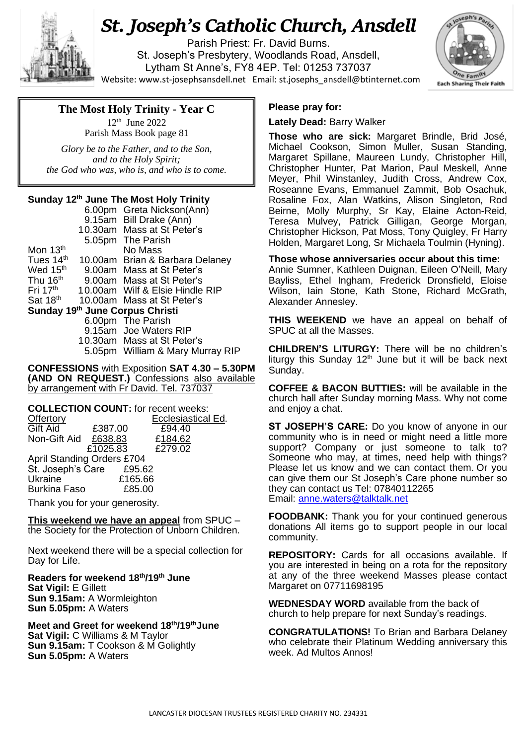# St. Joseph's Catholic Church, Ansdell

Parish Priest: Fr. David Burns.
St. Joseph's Presbytery, Woodlands Road, Ansdell,
Lytham St Anne's, FY8 4EP. Tel: 01253 737037
Website: www.st-josephsansdell.net Email: st.josephs_ansdell@btinternet.com

One Family Each Sharing Their Faith

## The Most Holy Trinity - Year C

12th June 2022
Parish Mass Book page 81

*Glory be to the Father, and to the Son,*
*and to the Holy Spirit;*
*the God who was, who is, and who is to come.*

**Sunday 12th June The Most Holy Trinity**

| | | |
|---|---|---|
| | 6.00pm | Greta Nickson(Ann) |
| | 9.15am | Bill Drake (Ann) |
| | 10.30am | Mass at St Peter's |
| | 5.05pm | The Parish |
| Mon 13th | | No Mass |
| Tues 14th | 10.00am | Brian & Barbara Delaney |
| Wed 15th | 9.00am | Mass at St Peter's |
| Thu 16th | 9.00am | Mass at St Peter's |
| Fri 17th | 10.00am | Wilf & Elsie Hindle RIP |
| Sat 18th | 10.00am | Mass at St Peter's |

**Sunday 19th June Corpus Christi**

| | |
|---|---|
| 6.00pm | The Parish |
| 9.15am | Joe Waters RIP |
| 10.30am | Mass at St Peter's |
| 5.05pm | William & Mary Murray RIP |

**CONFESSIONS** with Exposition **SAT 4.30 – 5.30PM (AND ON REQUEST.)** Confessions also available by arrangement with Fr David. Tel. 737037

**COLLECTION COUNT:** for recent weeks:

| Offertory | | Ecclesiastical Ed. |
|---|---|---|
| Gift Aid | £387.00 | £94.40 |
| Non-Gift Aid | £638.83 | £184.62 |
| | £1025.83 | £279.02 |

April Standing Orders £704
St. Joseph's Care £95.62
Ukraine £165.66
Burkina Faso £85.00

Thank you for your generosity.

**This weekend we have an appeal** from SPUC – the Society for the Protection of Unborn Children.

Next weekend there will be a special collection for Day for Life.

**Readers for weekend 18th/19th June**
**Sat Vigil:** E Gillett
**Sun 9.15am:** A Wormleighton
**Sun 5.05pm:** A Waters

**Meet and Greet for weekend 18th/19th June**
**Sat Vigil:** C Williams & M Taylor
**Sun 9.15am:** T Cookson & M Golightly
**Sun 5.05pm:** A Waters

**Please pray for:**

**Lately Dead:** Barry Walker

**Those who are sick:** Margaret Brindle, Brid José, Michael Cookson, Simon Muller, Susan Standing, Margaret Spillane, Maureen Lundy, Christopher Hill, Christopher Hunter, Pat Marion, Paul Meskell, Anne Meyer, Phil Winstanley, Judith Cross, Andrew Cox, Roseanne Evans, Emmanuel Zammit, Bob Osachuk, Rosaline Fox, Alan Watkins, Alison Singleton, Rod Beirne, Molly Murphy, Sr Kay, Elaine Acton-Reid, Teresa Mulvey, Patrick Gilligan, George Morgan, Christopher Hickson, Pat Moss, Tony Quigley, Fr Harry Holden, Margaret Long, Sr Michaela Toulmin (Hyning).

**Those whose anniversaries occur about this time:** Annie Sumner, Kathleen Duignan, Eileen O'Neill, Mary Bayliss, Ethel Ingham, Frederick Dronsfield, Eloise Wilson, Iain Stone, Kath Stone, Richard McGrath, Alexander Annesley.

**THIS WEEKEND** we have an appeal on behalf of SPUC at all the Masses.

**CHILDREN'S LITURGY:** There will be no children's liturgy this Sunday 12th June but it will be back next Sunday.

**COFFEE & BACON BUTTIES:** will be available in the church hall after Sunday morning Mass. Why not come and enjoy a chat.

**ST JOSEPH'S CARE:** Do you know of anyone in our community who is in need or might need a little more support? Company or just someone to talk to? Someone who may, at times, need help with things? Please let us know and we can contact them. Or you can give them our St Joseph's Care phone number so they can contact us Tel: 07840112265
Email: anne.waters@talktalk.net

**FOODBANK:** Thank you for your continued generous donations All items go to support people in our local community.

**REPOSITORY:** Cards for all occasions available. If you are interested in being on a rota for the repository at any of the three weekend Masses please contact Margaret on 07711698195

**WEDNESDAY WORD** available from the back of church to help prepare for next Sunday's readings.

**CONGRATULATIONS!** To Brian and Barbara Delaney who celebrate their Platinum Wedding anniversary this week. Ad Multos Annos!

LANCASTER DIOCESAN TRUSTEES REGISTERED CHARITY NO. 234331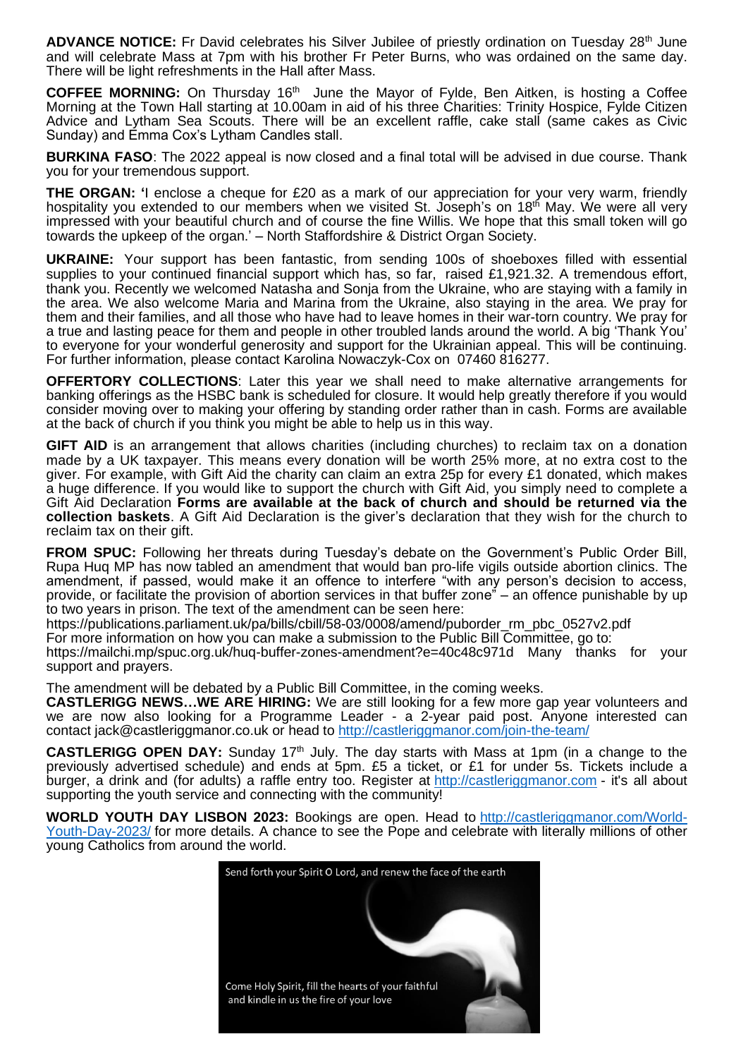**ADVANCE NOTICE:** Fr David celebrates his Silver Jubilee of priestly ordination on Tuesday 28th June and will celebrate Mass at 7pm with his brother Fr Peter Burns, who was ordained on the same day. There will be light refreshments in the Hall after Mass.

**COFFEE MORNING:** On Thursday 16th June the Mayor of Fylde, Ben Aitken, is hosting a Coffee Morning at the Town Hall starting at 10.00am in aid of his three Charities: Trinity Hospice, Fylde Citizen Advice and Lytham Sea Scouts. There will be an excellent raffle, cake stall (same cakes as Civic Sunday) and Emma Cox's Lytham Candles stall.

**BURKINA FASO**: The 2022 appeal is now closed and a final total will be advised in due course. Thank you for your tremendous support.

**THE ORGAN:** 'I enclose a cheque for £20 as a mark of our appreciation for your very warm, friendly hospitality you extended to our members when we visited St. Joseph's on 18th May. We were all very impressed with your beautiful church and of course the fine Willis. We hope that this small token will go towards the upkeep of the organ.' – North Staffordshire & District Organ Society.

**UKRAINE:** Your support has been fantastic, from sending 100s of shoeboxes filled with essential supplies to your continued financial support which has, so far, raised £1,921.32. A tremendous effort, thank you. Recently we welcomed Natasha and Sonja from the Ukraine, who are staying with a family in the area. We also welcome Maria and Marina from the Ukraine, also staying in the area. We pray for them and their families, and all those who have had to leave homes in their war-torn country. We pray for a true and lasting peace for them and people in other troubled lands around the world. A big 'Thank You' to everyone for your wonderful generosity and support for the Ukrainian appeal. This will be continuing. For further information, please contact Karolina Nowaczyk-Cox on 07460 816277.

**OFFERTORY COLLECTIONS**: Later this year we shall need to make alternative arrangements for banking offerings as the HSBC bank is scheduled for closure. It would help greatly therefore if you would consider moving over to making your offering by standing order rather than in cash. Forms are available at the back of church if you think you might be able to help us in this way.

**GIFT AID** is an arrangement that allows charities (including churches) to reclaim tax on a donation made by a UK taxpayer. This means every donation will be worth 25% more, at no extra cost to the giver. For example, with Gift Aid the charity can claim an extra 25p for every £1 donated, which makes a huge difference. If you would like to support the church with Gift Aid, you simply need to complete a Gift Aid Declaration **Forms are available at the back of church and should be returned via the collection baskets**. A Gift Aid Declaration is the giver's declaration that they wish for the church to reclaim tax on their gift.

**FROM SPUC:** Following her threats during Tuesday's debate on the Government's Public Order Bill, Rupa Huq MP has now tabled an amendment that would ban pro-life vigils outside abortion clinics. The amendment, if passed, would make it an offence to interfere "with any person's decision to access, provide, or facilitate the provision of abortion services in that buffer zone" – an offence punishable by up to two years in prison. The text of the amendment can be seen here:
https://publications.parliament.uk/pa/bills/cbill/58-03/0008/amend/puborder_rm_pbc_0527v2.pdf
For more information on how you can make a submission to the Public Bill Committee, go to:
https://mailchi.mp/spuc.org.uk/huq-buffer-zones-amendment?e=40c48c971d Many thanks for your support and prayers.

The amendment will be debated by a Public Bill Committee, in the coming weeks.

**CASTLERIGG NEWS…WE ARE HIRING:** We are still looking for a few more gap year volunteers and we are now also looking for a Programme Leader - a 2-year paid post. Anyone interested can contact jack@castleriggmanor.co.uk or head to http://castleriggmanor.com/join-the-team/

**CASTLERIGG OPEN DAY:** Sunday 17th July. The day starts with Mass at 1pm (in a change to the previously advertised schedule) and ends at 5pm. £5 a ticket, or £1 for under 5s. Tickets include a burger, a drink and (for adults) a raffle entry too. Register at http://castleriggmanor.com - it's all about supporting the youth service and connecting with the community!

**WORLD YOUTH DAY LISBON 2023:** Bookings are open. Head to http://castleriggmanor.com/World-Youth-Day-2023/ for more details. A chance to see the Pope and celebrate with literally millions of other young Catholics from around the world.

Send forth your Spirit O Lord, and renew the face of the earth

Come Holy Spirit, fill the hearts of your faithful and kindle in us the fire of your love